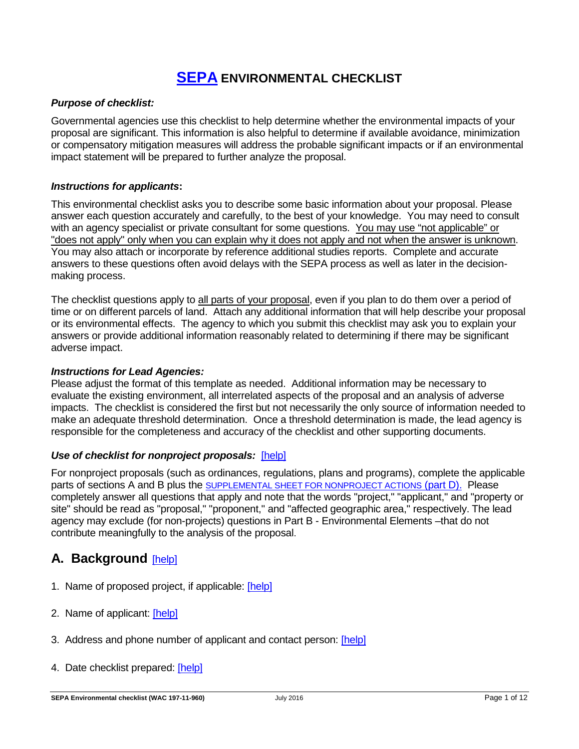# SEPA ENVIRONMENTAL CHECKLIST

***Purpose of checklist:***

Governmental agencies use this checklist to help determine whether the environmental impacts of your proposal are significant. This information is also helpful to determine if available avoidance, minimization or compensatory mitigation measures will address the probable significant impacts or if an environmental impact statement will be prepared to further analyze the proposal.

***Instructions for applicants*:**

This environmental checklist asks you to describe some basic information about your proposal. Please answer each question accurately and carefully, to the best of your knowledge. You may need to consult with an agency specialist or private consultant for some questions. You may use "not applicable" or "does not apply" only when you can explain why it does not apply and not when the answer is unknown. You may also attach or incorporate by reference additional studies reports. Complete and accurate answers to these questions often avoid delays with the SEPA process as well as later in the decision-making process.

The checklist questions apply to all parts of your proposal, even if you plan to do them over a period of time or on different parcels of land. Attach any additional information that will help describe your proposal or its environmental effects. The agency to which you submit this checklist may ask you to explain your answers or provide additional information reasonably related to determining if there may be significant adverse impact.

***Instructions for Lead Agencies:***

Please adjust the format of this template as needed. Additional information may be necessary to evaluate the existing environment, all interrelated aspects of the proposal and an analysis of adverse impacts. The checklist is considered the first but not necessarily the only source of information needed to make an adequate threshold determination. Once a threshold determination is made, the lead agency is responsible for the completeness and accuracy of the checklist and other supporting documents.

***Use of checklist for nonproject proposals:*** [help]

For nonproject proposals (such as ordinances, regulations, plans and programs), complete the applicable parts of sections A and B plus the SUPPLEMENTAL SHEET FOR NONPROJECT ACTIONS (part D). Please completely answer all questions that apply and note that the words "project," "applicant," and "property or site" should be read as "proposal," "proponent," and "affected geographic area," respectively. The lead agency may exclude (for non-projects) questions in Part B - Environmental Elements –that do not contribute meaningfully to the analysis of the proposal.

## A. Background [help]

1. Name of proposed project, if applicable: [help]

2. Name of applicant: [help]

3. Address and phone number of applicant and contact person: [help]

4. Date checklist prepared: [help]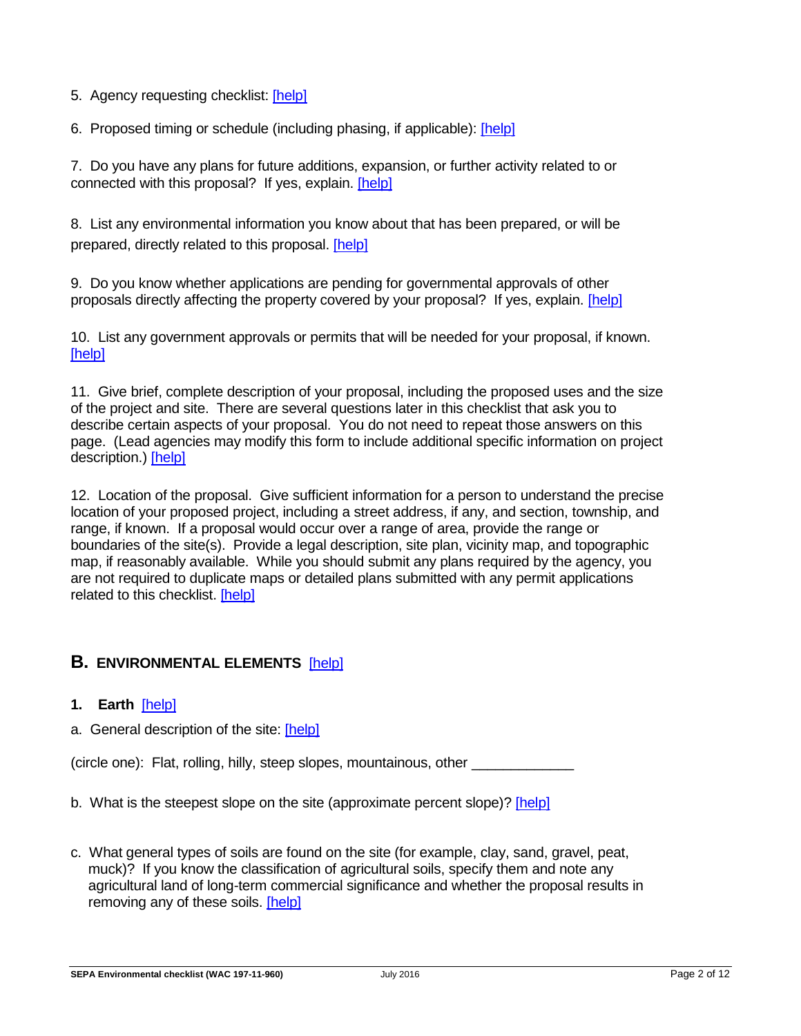5. Agency requesting checklist: [help]

6. Proposed timing or schedule (including phasing, if applicable): [help]

7. Do you have any plans for future additions, expansion, or further activity related to or connected with this proposal? If yes, explain. [help]

8. List any environmental information you know about that has been prepared, or will be prepared, directly related to this proposal. [help]

9. Do you know whether applications are pending for governmental approvals of other proposals directly affecting the property covered by your proposal? If yes, explain. [help]

10. List any government approvals or permits that will be needed for your proposal, if known. [help]

11. Give brief, complete description of your proposal, including the proposed uses and the size of the project and site. There are several questions later in this checklist that ask you to describe certain aspects of your proposal. You do not need to repeat those answers on this page. (Lead agencies may modify this form to include additional specific information on project description.) [help]

12. Location of the proposal. Give sufficient information for a person to understand the precise location of your proposed project, including a street address, if any, and section, township, and range, if known. If a proposal would occur over a range of area, provide the range or boundaries of the site(s). Provide a legal description, site plan, vicinity map, and topographic map, if reasonably available. While you should submit any plans required by the agency, you are not required to duplicate maps or detailed plans submitted with any permit applications related to this checklist. [help]

## B. ENVIRONMENTAL ELEMENTS [help]

### 1. Earth [help]

a. General description of the site: [help]

(circle one): Flat, rolling, hilly, steep slopes, mountainous, other _____________

b. What is the steepest slope on the site (approximate percent slope)? [help]

c. What general types of soils are found on the site (for example, clay, sand, gravel, peat, muck)? If you know the classification of agricultural soils, specify them and note any agricultural land of long-term commercial significance and whether the proposal results in removing any of these soils. [help]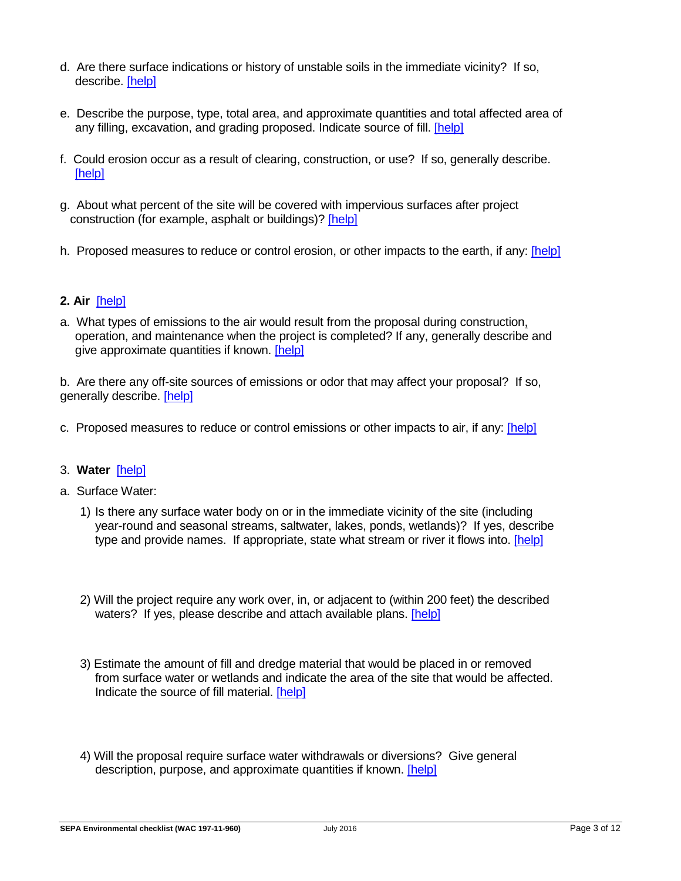d. Are there surface indications or history of unstable soils in the immediate vicinity? If so, describe. [help]

e. Describe the purpose, type, total area, and approximate quantities and total affected area of any filling, excavation, and grading proposed. Indicate source of fill. [help]

f. Could erosion occur as a result of clearing, construction, or use? If so, generally describe. [help]

g. About what percent of the site will be covered with impervious surfaces after project construction (for example, asphalt or buildings)? [help]

h. Proposed measures to reduce or control erosion, or other impacts to the earth, if any: [help]

**2. Air** [help]

a. What types of emissions to the air would result from the proposal during construction, operation, and maintenance when the project is completed? If any, generally describe and give approximate quantities if known. [help]

b. Are there any off-site sources of emissions or odor that may affect your proposal? If so, generally describe. [help]

c. Proposed measures to reduce or control emissions or other impacts to air, if any: [help]

3. **Water** [help]

a. Surface Water:

1) Is there any surface water body on or in the immediate vicinity of the site (including year-round and seasonal streams, saltwater, lakes, ponds, wetlands)? If yes, describe type and provide names. If appropriate, state what stream or river it flows into. [help]

2) Will the project require any work over, in, or adjacent to (within 200 feet) the described waters? If yes, please describe and attach available plans. [help]

3) Estimate the amount of fill and dredge material that would be placed in or removed from surface water or wetlands and indicate the area of the site that would be affected. Indicate the source of fill material. [help]

4) Will the proposal require surface water withdrawals or diversions? Give general description, purpose, and approximate quantities if known. [help]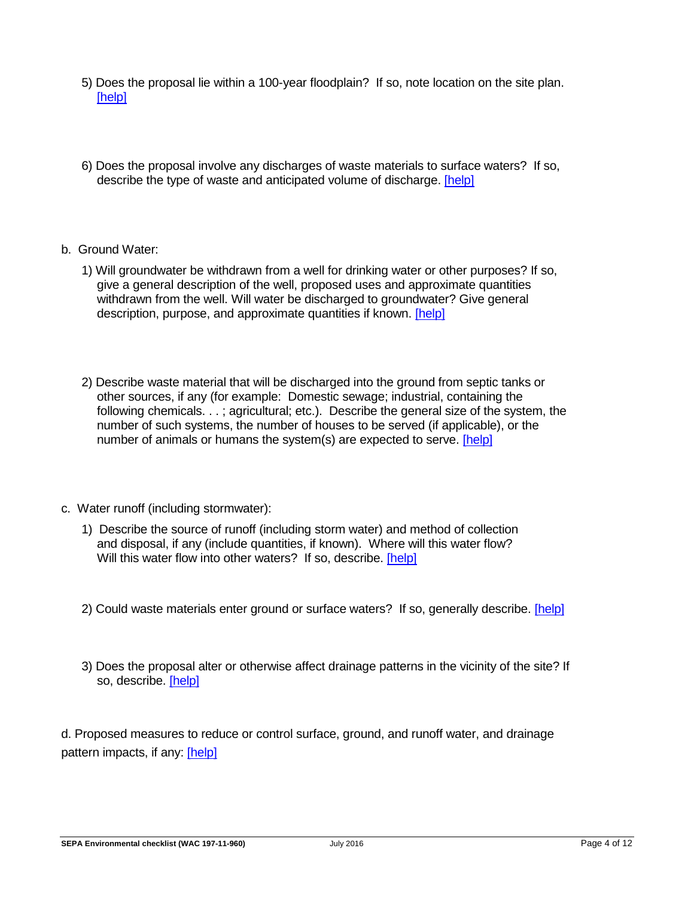5) Does the proposal lie within a 100-year floodplain? If so, note location on the site plan. [help]

6) Does the proposal involve any discharges of waste materials to surface waters? If so, describe the type of waste and anticipated volume of discharge. [help]

b. Ground Water:

1) Will groundwater be withdrawn from a well for drinking water or other purposes? If so, give a general description of the well, proposed uses and approximate quantities withdrawn from the well. Will water be discharged to groundwater? Give general description, purpose, and approximate quantities if known. [help]

2) Describe waste material that will be discharged into the ground from septic tanks or other sources, if any (for example: Domestic sewage; industrial, containing the following chemicals. . . ; agricultural; etc.). Describe the general size of the system, the number of such systems, the number of houses to be served (if applicable), or the number of animals or humans the system(s) are expected to serve. [help]

c. Water runoff (including stormwater):

1) Describe the source of runoff (including storm water) and method of collection and disposal, if any (include quantities, if known). Where will this water flow? Will this water flow into other waters? If so, describe. [help]

2) Could waste materials enter ground or surface waters? If so, generally describe. [help]

3) Does the proposal alter or otherwise affect drainage patterns in the vicinity of the site? If so, describe. [help]

d. Proposed measures to reduce or control surface, ground, and runoff water, and drainage pattern impacts, if any: [help]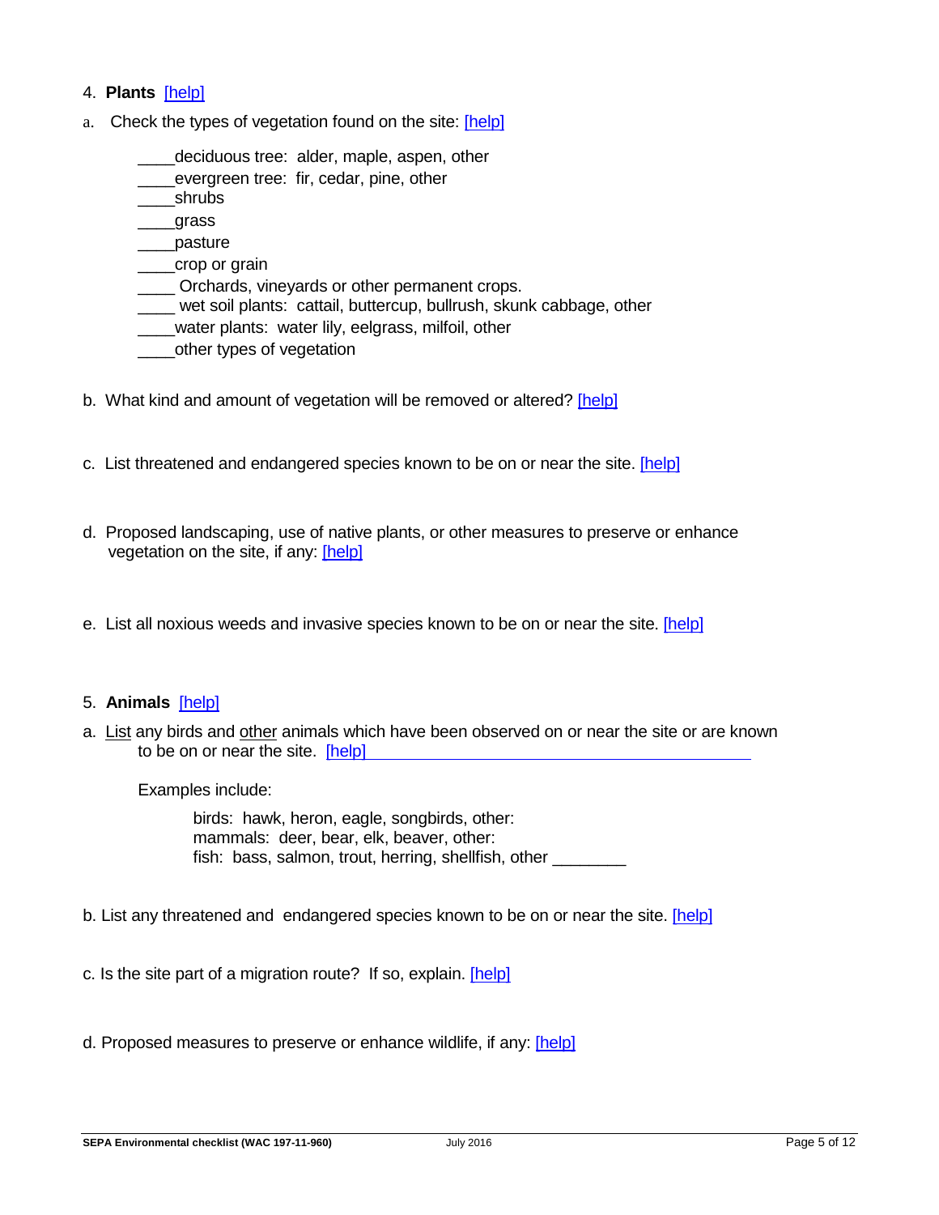4. **Plants** [help]

a. Check the types of vegetation found on the site: [help]

____deciduous tree: alder, maple, aspen, other
____evergreen tree: fir, cedar, pine, other
____shrubs
____grass
____pasture
____crop or grain
____ Orchards, vineyards or other permanent crops.
____ wet soil plants: cattail, buttercup, bullrush, skunk cabbage, other
____water plants: water lily, eelgrass, milfoil, other
____other types of vegetation

b. What kind and amount of vegetation will be removed or altered? [help]

c. List threatened and endangered species known to be on or near the site. [help]

d. Proposed landscaping, use of native plants, or other measures to preserve or enhance vegetation on the site, if any: [help]

e. List all noxious weeds and invasive species known to be on or near the site. [help]

5. **Animals** [help]

a. List any birds and other animals which have been observed on or near the site or are known to be on or near the site. [help]

Examples include:

birds: hawk, heron, eagle, songbirds, other:
mammals: deer, bear, elk, beaver, other:
fish: bass, salmon, trout, herring, shellfish, other ________

b. List any threatened and endangered species known to be on or near the site. [help]

c. Is the site part of a migration route? If so, explain. [help]

d. Proposed measures to preserve or enhance wildlife, if any: [help]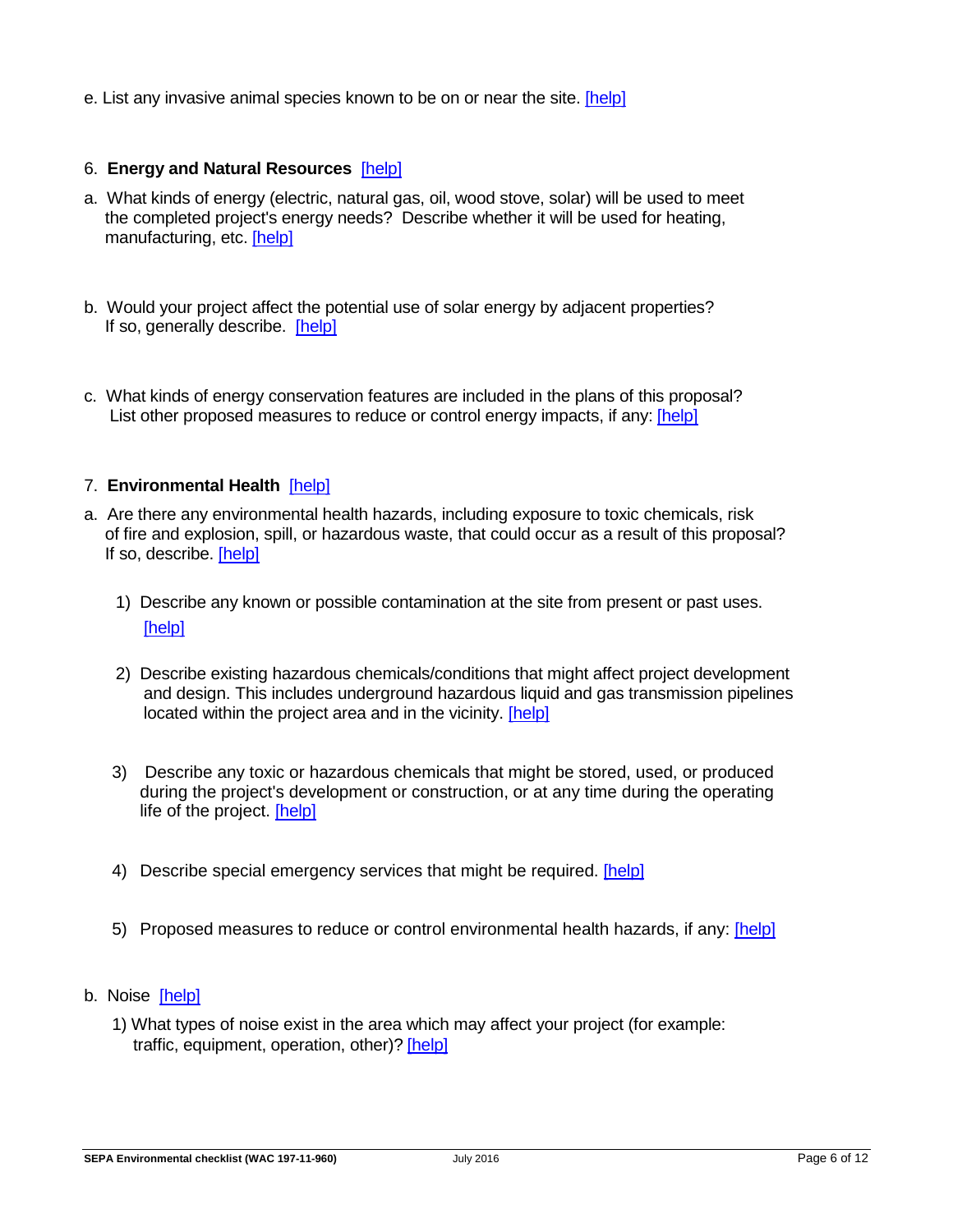e. List any invasive animal species known to be on or near the site. [help]

6. **Energy and Natural Resources** [help]

a. What kinds of energy (electric, natural gas, oil, wood stove, solar) will be used to meet the completed project's energy needs? Describe whether it will be used for heating, manufacturing, etc. [help]

b. Would your project affect the potential use of solar energy by adjacent properties? If so, generally describe. [help]

c. What kinds of energy conservation features are included in the plans of this proposal? List other proposed measures to reduce or control energy impacts, if any: [help]

7. **Environmental Health** [help]

a. Are there any environmental health hazards, including exposure to toxic chemicals, risk of fire and explosion, spill, or hazardous waste, that could occur as a result of this proposal? If so, describe. [help]

1) Describe any known or possible contamination at the site from present or past uses. [help]

2) Describe existing hazardous chemicals/conditions that might affect project development and design. This includes underground hazardous liquid and gas transmission pipelines located within the project area and in the vicinity. [help]

3) Describe any toxic or hazardous chemicals that might be stored, used, or produced during the project's development or construction, or at any time during the operating life of the project. [help]

4) Describe special emergency services that might be required. [help]

5) Proposed measures to reduce or control environmental health hazards, if any: [help]

b. Noise [help]

1) What types of noise exist in the area which may affect your project (for example: traffic, equipment, operation, other)? [help]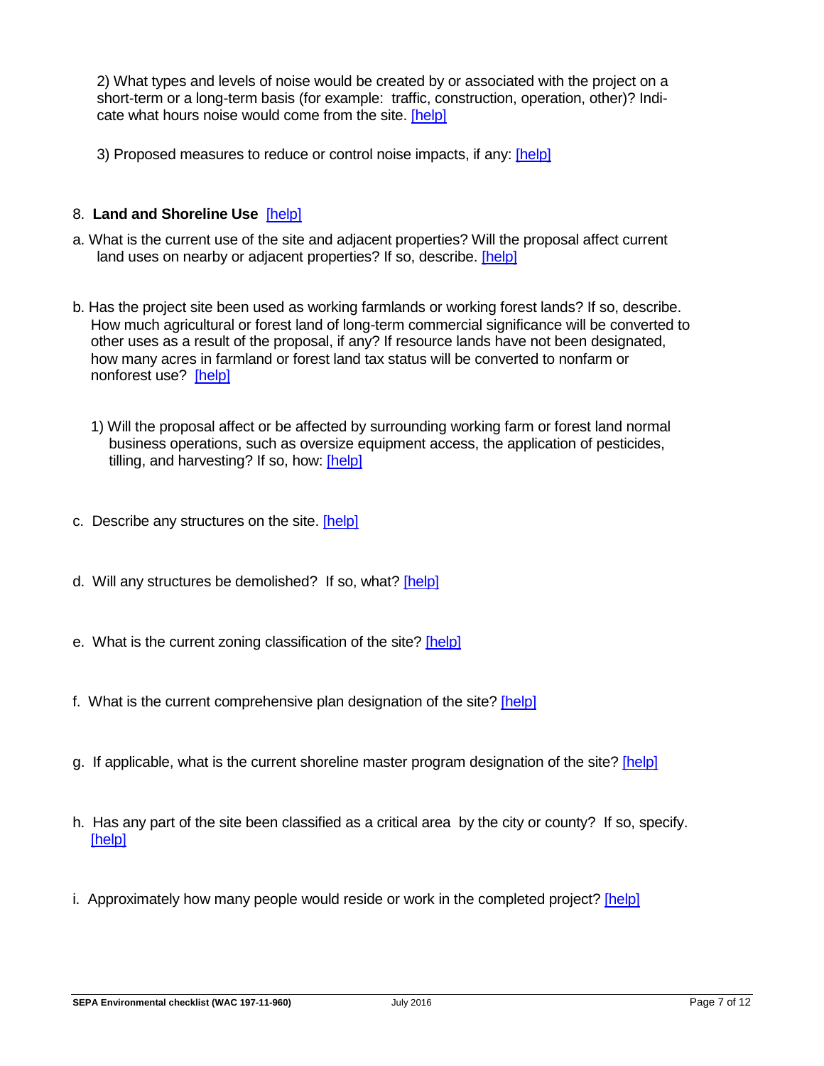2) What types and levels of noise would be created by or associated with the project on a short-term or a long-term basis (for example: traffic, construction, operation, other)? Indicate what hours noise would come from the site. [help]

3) Proposed measures to reduce or control noise impacts, if any: [help]

8. **Land and Shoreline Use** [help]

a. What is the current use of the site and adjacent properties? Will the proposal affect current land uses on nearby or adjacent properties? If so, describe. [help]

b. Has the project site been used as working farmlands or working forest lands? If so, describe. How much agricultural or forest land of long-term commercial significance will be converted to other uses as a result of the proposal, if any? If resource lands have not been designated, how many acres in farmland or forest land tax status will be converted to nonfarm or nonforest use? [help]

1) Will the proposal affect or be affected by surrounding working farm or forest land normal business operations, such as oversize equipment access, the application of pesticides, tilling, and harvesting? If so, how: [help]

c. Describe any structures on the site. [help]

d. Will any structures be demolished? If so, what? [help]

e. What is the current zoning classification of the site? [help]

f. What is the current comprehensive plan designation of the site? [help]

g. If applicable, what is the current shoreline master program designation of the site? [help]

h. Has any part of the site been classified as a critical area by the city or county? If so, specify. [help]

i. Approximately how many people would reside or work in the completed project? [help]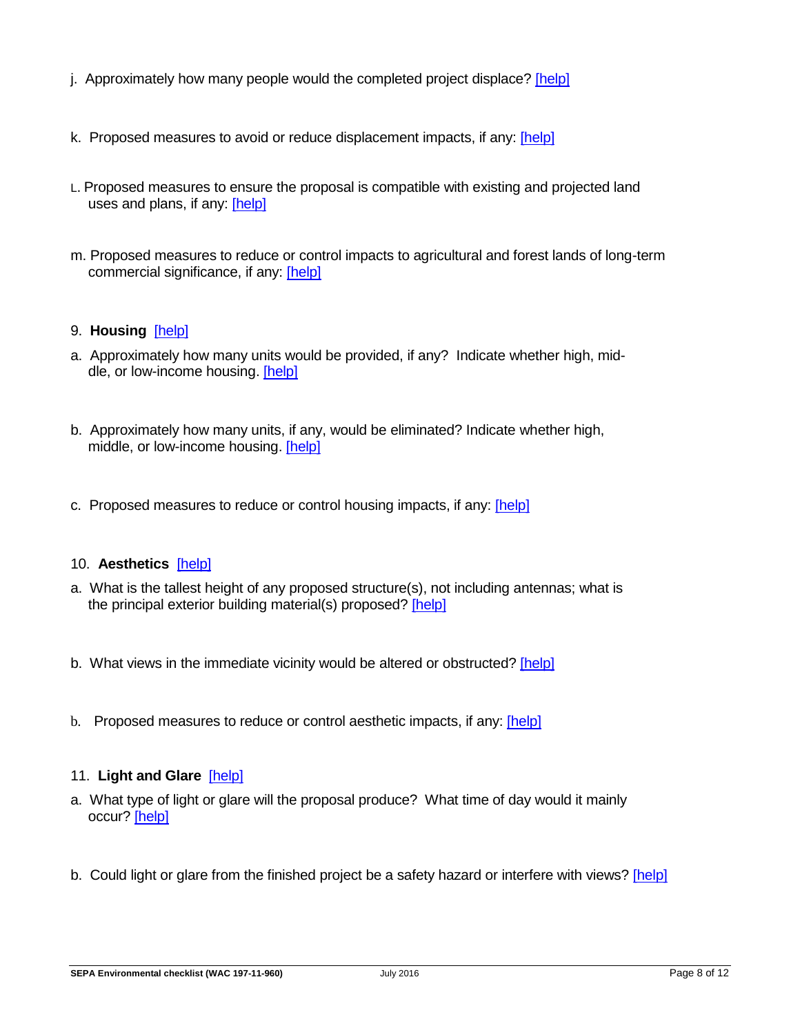j. Approximately how many people would the completed project displace? [help]

k. Proposed measures to avoid or reduce displacement impacts, if any: [help]

L. Proposed measures to ensure the proposal is compatible with existing and projected land uses and plans, if any: [help]

m. Proposed measures to reduce or control impacts to agricultural and forest lands of long-term commercial significance, if any: [help]

9. **Housing** [help]

a. Approximately how many units would be provided, if any? Indicate whether high, middle, or low-income housing. [help]

b. Approximately how many units, if any, would be eliminated? Indicate whether high, middle, or low-income housing. [help]

c. Proposed measures to reduce or control housing impacts, if any: [help]

10. **Aesthetics** [help]

a. What is the tallest height of any proposed structure(s), not including antennas; what is the principal exterior building material(s) proposed? [help]

b. What views in the immediate vicinity would be altered or obstructed? [help]

b. Proposed measures to reduce or control aesthetic impacts, if any: [help]

11. **Light and Glare** [help]

a. What type of light or glare will the proposal produce? What time of day would it mainly occur? [help]

b. Could light or glare from the finished project be a safety hazard or interfere with views? [help]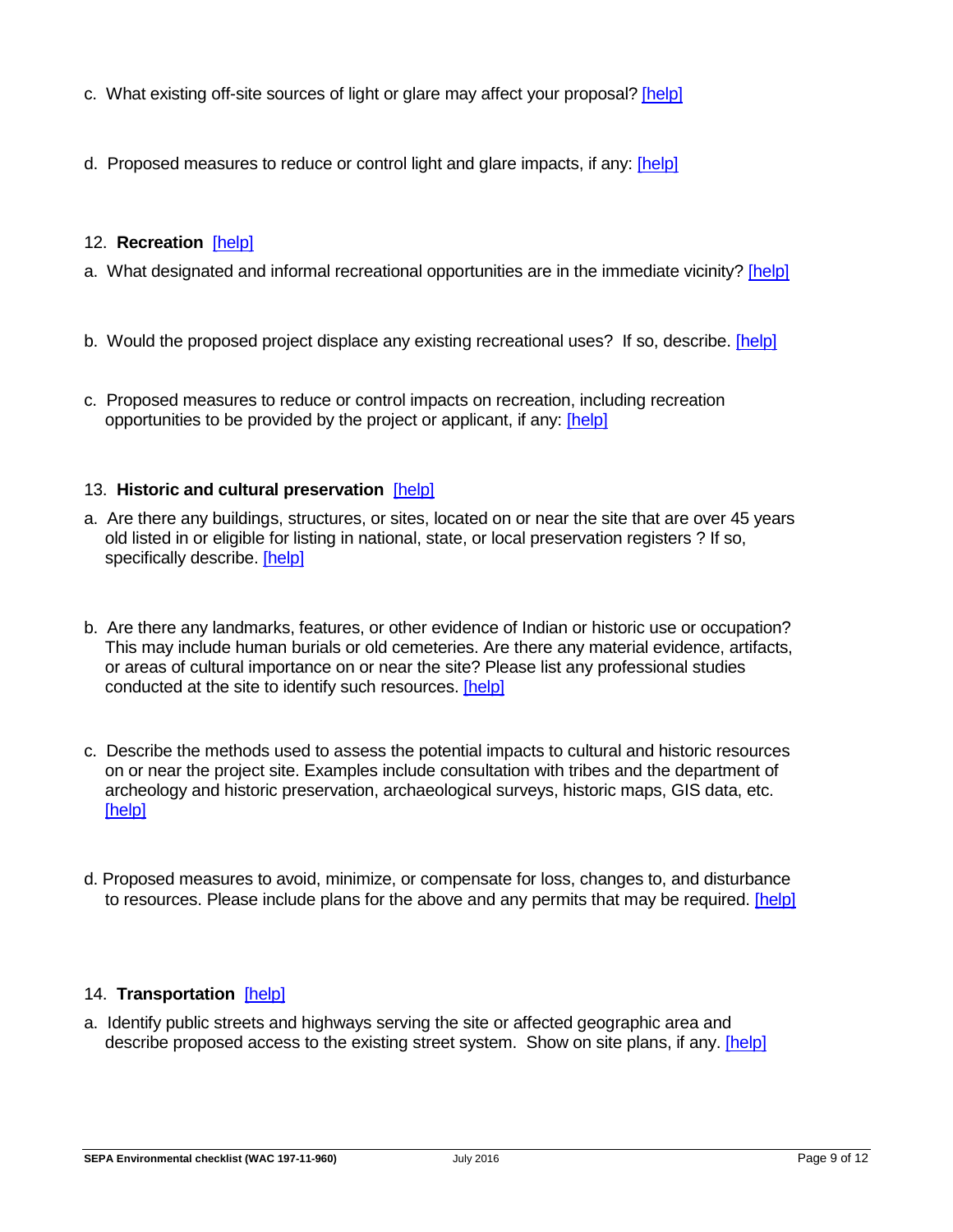c. What existing off-site sources of light or glare may affect your proposal? [help]

d. Proposed measures to reduce or control light and glare impacts, if any: [help]

12. **Recreation** [help]

a. What designated and informal recreational opportunities are in the immediate vicinity? [help]

b. Would the proposed project displace any existing recreational uses? If so, describe. [help]

c. Proposed measures to reduce or control impacts on recreation, including recreation opportunities to be provided by the project or applicant, if any: [help]

13. **Historic and cultural preservation** [help]

a. Are there any buildings, structures, or sites, located on or near the site that are over 45 years old listed in or eligible for listing in national, state, or local preservation registers ? If so, specifically describe. [help]

b. Are there any landmarks, features, or other evidence of Indian or historic use or occupation? This may include human burials or old cemeteries. Are there any material evidence, artifacts, or areas of cultural importance on or near the site? Please list any professional studies conducted at the site to identify such resources. [help]

c. Describe the methods used to assess the potential impacts to cultural and historic resources on or near the project site. Examples include consultation with tribes and the department of archeology and historic preservation, archaeological surveys, historic maps, GIS data, etc. [help]

d. Proposed measures to avoid, minimize, or compensate for loss, changes to, and disturbance to resources. Please include plans for the above and any permits that may be required. [help]

14. **Transportation** [help]

a. Identify public streets and highways serving the site or affected geographic area and describe proposed access to the existing street system. Show on site plans, if any. [help]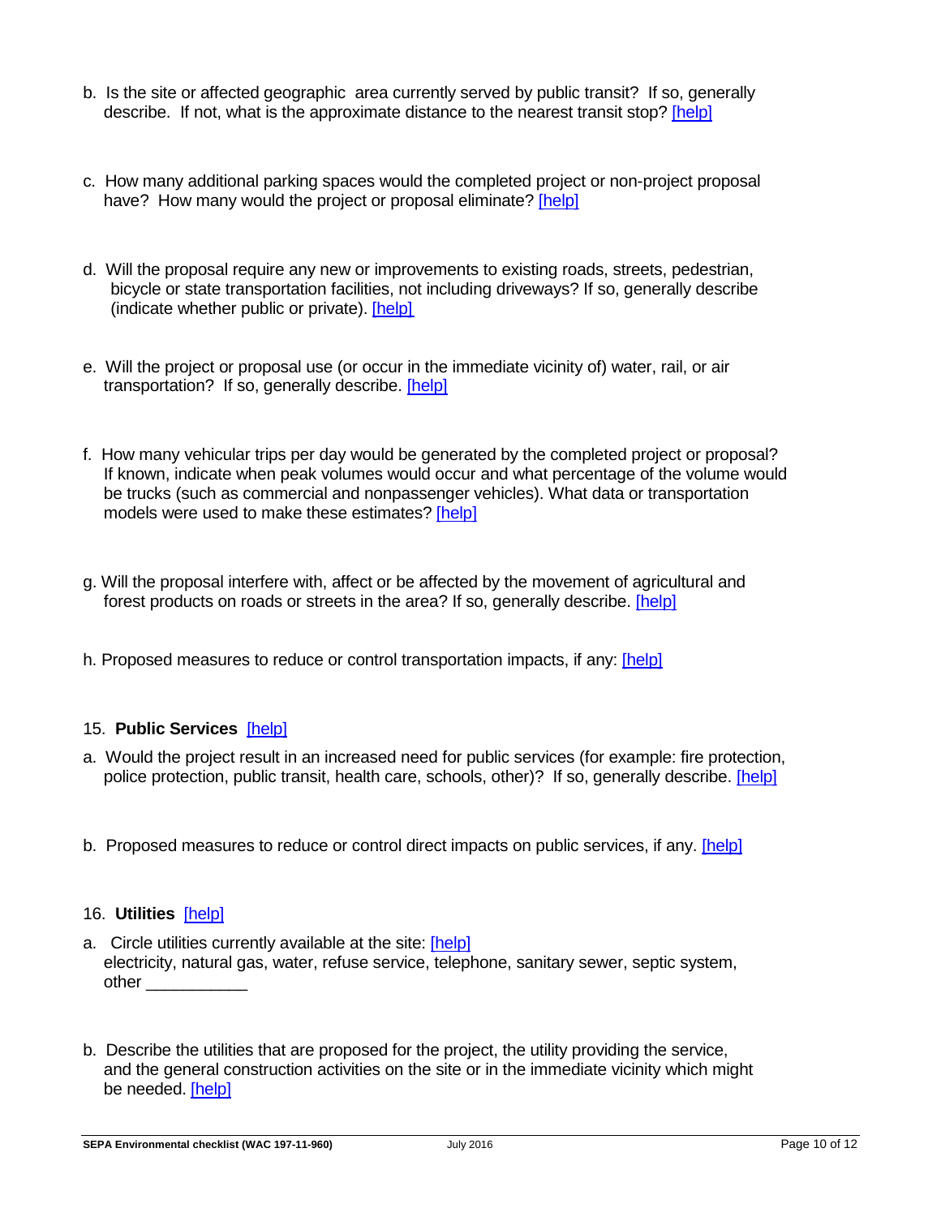b. Is the site or affected geographic area currently served by public transit? If so, generally describe. If not, what is the approximate distance to the nearest transit stop? [help]

c. How many additional parking spaces would the completed project or non-project proposal have? How many would the project or proposal eliminate? [help]

d. Will the proposal require any new or improvements to existing roads, streets, pedestrian, bicycle or state transportation facilities, not including driveways? If so, generally describe (indicate whether public or private). [help]

e. Will the project or proposal use (or occur in the immediate vicinity of) water, rail, or air transportation? If so, generally describe. [help]

f. How many vehicular trips per day would be generated by the completed project or proposal? If known, indicate when peak volumes would occur and what percentage of the volume would be trucks (such as commercial and nonpassenger vehicles). What data or transportation models were used to make these estimates? [help]

g. Will the proposal interfere with, affect or be affected by the movement of agricultural and forest products on roads or streets in the area? If so, generally describe. [help]

h. Proposed measures to reduce or control transportation impacts, if any: [help]

15. **Public Services** [help]

a. Would the project result in an increased need for public services (for example: fire protection, police protection, public transit, health care, schools, other)? If so, generally describe. [help]

b. Proposed measures to reduce or control direct impacts on public services, if any. [help]

16. **Utilities** [help]

a. Circle utilities currently available at the site: [help]
electricity, natural gas, water, refuse service, telephone, sanitary sewer, septic system, other ___________

b. Describe the utilities that are proposed for the project, the utility providing the service, and the general construction activities on the site or in the immediate vicinity which might be needed. [help]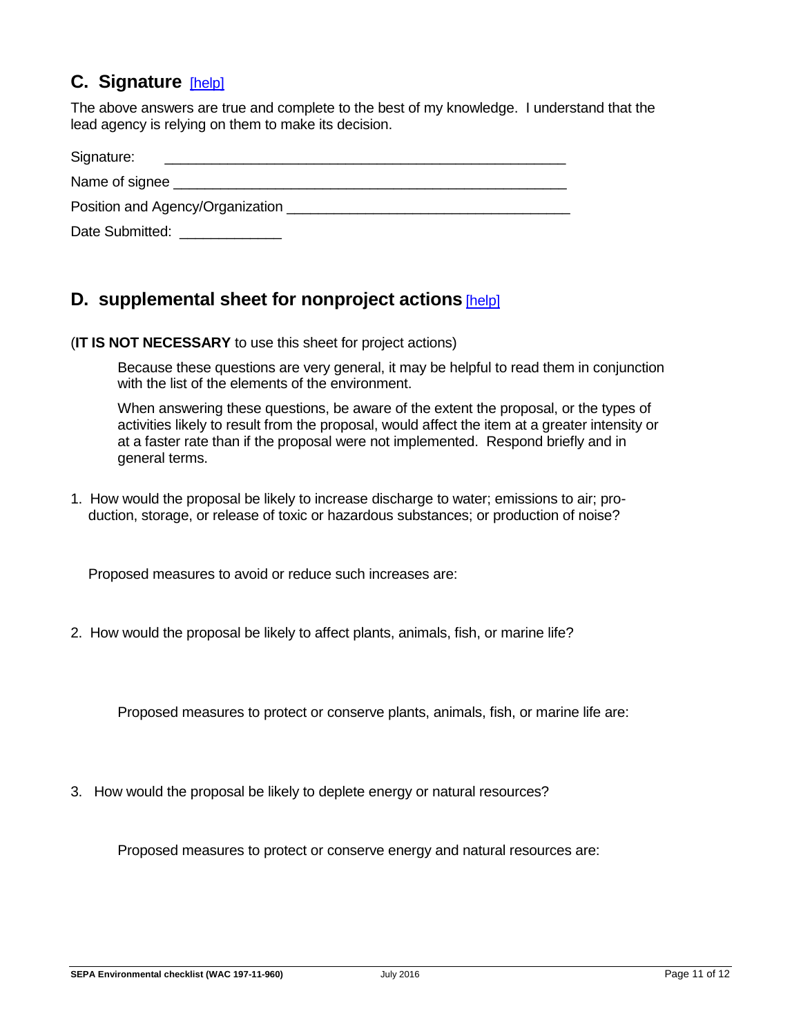## C. Signature [help]

The above answers are true and complete to the best of my knowledge. I understand that the lead agency is relying on them to make its decision.

Signature: ____________________________________________________

Name of signee ____________________________________________________

Position and Agency/Organization ___________________________________

Date Submitted: _____________

## D. supplemental sheet for nonproject actions [help]

(**IT IS NOT NECESSARY** to use this sheet for project actions)

Because these questions are very general, it may be helpful to read them in conjunction with the list of the elements of the environment.

When answering these questions, be aware of the extent the proposal, or the types of activities likely to result from the proposal, would affect the item at a greater intensity or at a faster rate than if the proposal were not implemented. Respond briefly and in general terms.

1. How would the proposal be likely to increase discharge to water; emissions to air; production, storage, or release of toxic or hazardous substances; or production of noise?

   Proposed measures to avoid or reduce such increases are:

2. How would the proposal be likely to affect plants, animals, fish, or marine life?

   Proposed measures to protect or conserve plants, animals, fish, or marine life are:

3. How would the proposal be likely to deplete energy or natural resources?

   Proposed measures to protect or conserve energy and natural resources are: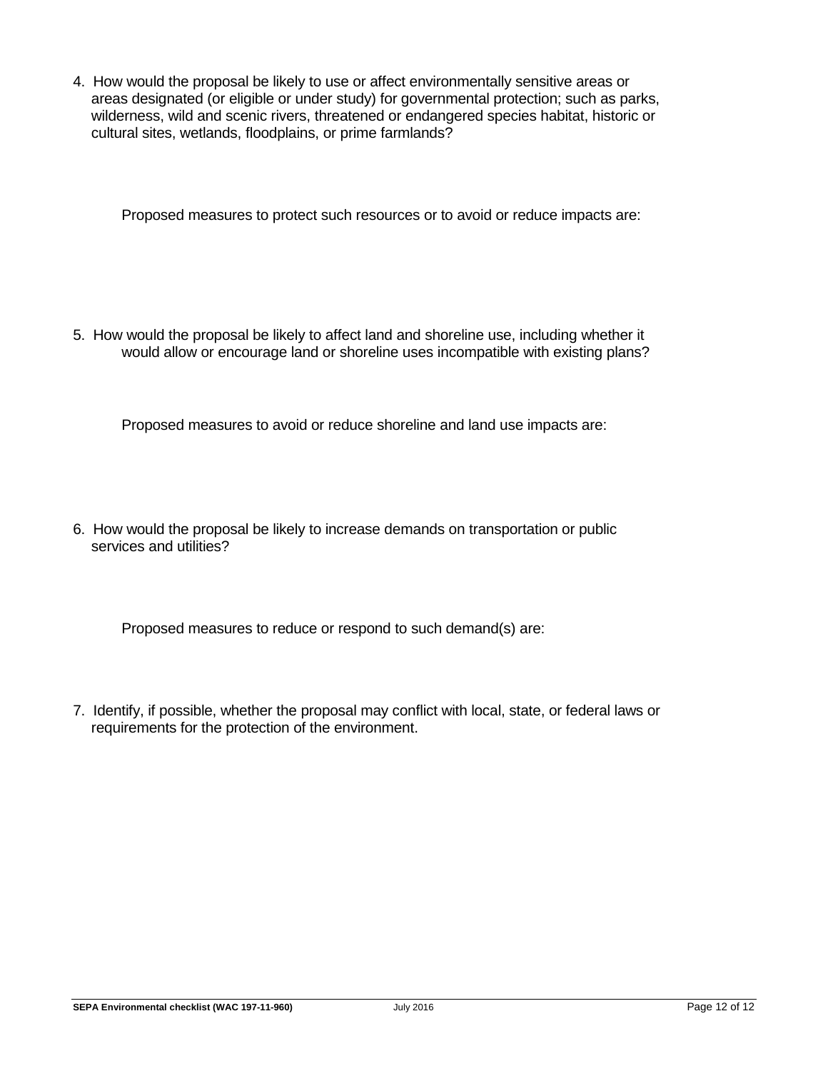4. How would the proposal be likely to use or affect environmentally sensitive areas or areas designated (or eligible or under study) for governmental protection; such as parks, wilderness, wild and scenic rivers, threatened or endangered species habitat, historic or cultural sites, wetlands, floodplains, or prime farmlands?

   Proposed measures to protect such resources or to avoid or reduce impacts are:

5. How would the proposal be likely to affect land and shoreline use, including whether it would allow or encourage land or shoreline uses incompatible with existing plans?

   Proposed measures to avoid or reduce shoreline and land use impacts are:

6. How would the proposal be likely to increase demands on transportation or public services and utilities?

   Proposed measures to reduce or respond to such demand(s) are:

7. Identify, if possible, whether the proposal may conflict with local, state, or federal laws or requirements for the protection of the environment.